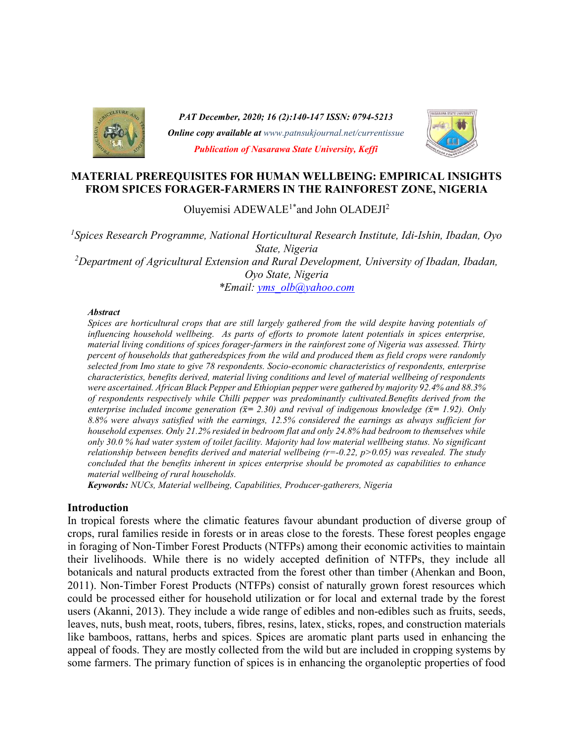# MATERIAL PREREQUISITES FOR HUMAN WELLBEING: EMPIRICAL INSIGHTS FROM SPICES FORAGER-FARMERS IN THE RAINFOREST ZONE, NIGERIA

Oluyemisi ADEWALE[1*] and John OLADEJI[2]

[1]*Spices Research Programme, National Horticultural Research Institute, Idi-Ishin, Ibadan, Oyo State, Nigeria*

[2]*Department of Agricultural Extension and Rural Development, University of Ibadan, Ibadan, Oyo State, Nigeria*

*\*Email: yms_olb@yahoo.com*

***Abstract***

*Spices are horticultural crops that are still largely gathered from the wild despite having potentials of influencing household wellbeing. As parts of efforts to promote latent potentials in spices enterprise, material living conditions of spices forager-farmers in the rainforest zone of Nigeria was assessed. Thirty percent of households that gatheredspices from the wild and produced them as field crops were randomly selected from Imo state to give 78 respondents. Socio-economic characteristics of respondents, enterprise characteristics, benefits derived, material living conditions and level of material wellbeing of respondents were ascertained. African Black Pepper and Ethiopian pepper were gathered by majority 92.4% and 88.3% of respondents respectively while Chilli pepper was predominantly cultivated.Benefits derived from the enterprise included income generation ($\bar{x}$= 2.30) and revival of indigenous knowledge ($\bar{x}$= 1.92). Only 8.8% were always satisfied with the earnings, 12.5% considered the earnings as always sufficient for household expenses. Only 21.2% resided in bedroom flat and only 24.8% had bedroom to themselves while only 30.0 % had water system of toilet facility. Majority had low material wellbeing status. No significant relationship between benefits derived and material wellbeing (r=-0.22, p>0.05) was revealed. The study concluded that the benefits inherent in spices enterprise should be promoted as capabilities to enhance material wellbeing of rural households.*

***Keywords:*** *NUCs, Material wellbeing, Capabilities, Producer-gatherers, Nigeria*

## Introduction

In tropical forests where the climatic features favour abundant production of diverse group of crops, rural families reside in forests or in areas close to the forests. These forest peoples engage in foraging of Non-Timber Forest Products (NTFPs) among their economic activities to maintain their livelihoods. While there is no widely accepted definition of NTFPs, they include all botanicals and natural products extracted from the forest other than timber (Ahenkan and Boon, 2011). Non-Timber Forest Products (NTFPs) consist of naturally grown forest resources which could be processed either for household utilization or for local and external trade by the forest users (Akanni, 2013). They include a wide range of edibles and non-edibles such as fruits, seeds, leaves, nuts, bush meat, roots, tubers, fibres, resins, latex, sticks, ropes, and construction materials like bamboos, rattans, herbs and spices. Spices are aromatic plant parts used in enhancing the appeal of foods. They are mostly collected from the wild but are included in cropping systems by some farmers. The primary function of spices is in enhancing the organoleptic properties of food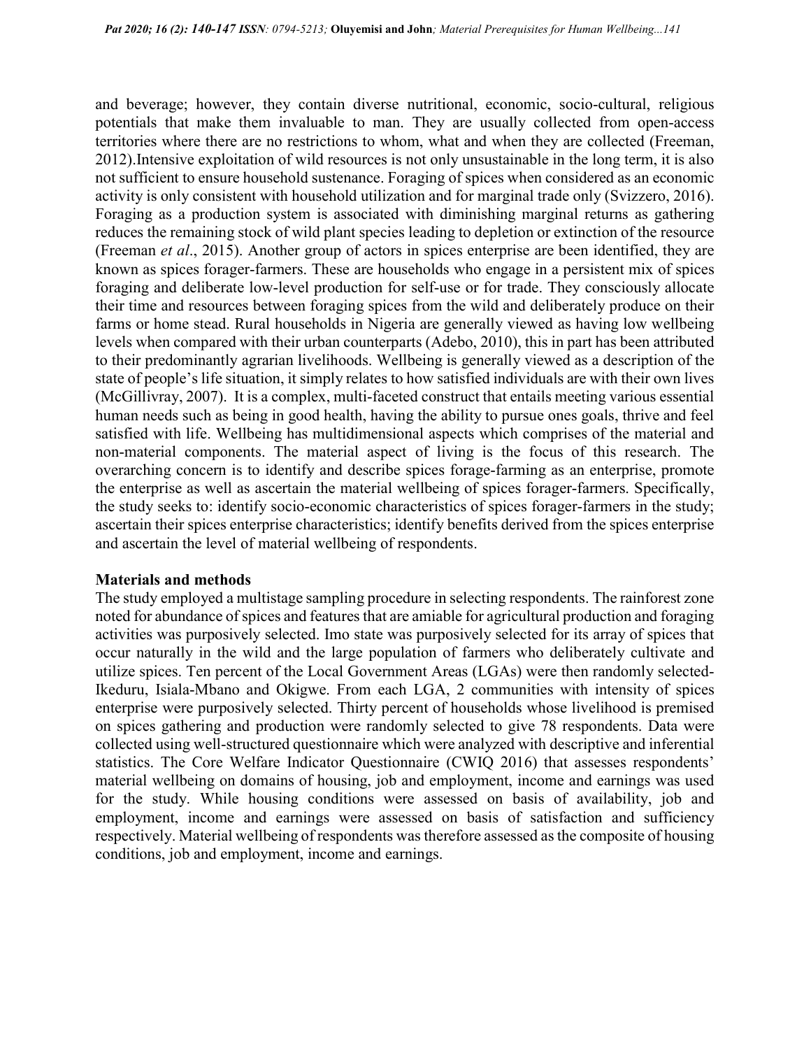and beverage; however, they contain diverse nutritional, economic, socio-cultural, religious potentials that make them invaluable to man. They are usually collected from open-access territories where there are no restrictions to whom, what and when they are collected (Freeman, 2012).Intensive exploitation of wild resources is not only unsustainable in the long term, it is also not sufficient to ensure household sustenance. Foraging of spices when considered as an economic activity is only consistent with household utilization and for marginal trade only (Svizzero, 2016). Foraging as a production system is associated with diminishing marginal returns as gathering reduces the remaining stock of wild plant species leading to depletion or extinction of the resource (Freeman *et al*., 2015). Another group of actors in spices enterprise are been identified, they are known as spices forager-farmers. These are households who engage in a persistent mix of spices foraging and deliberate low-level production for self-use or for trade. They consciously allocate their time and resources between foraging spices from the wild and deliberately produce on their farms or home stead. Rural households in Nigeria are generally viewed as having low wellbeing levels when compared with their urban counterparts (Adebo, 2010), this in part has been attributed to their predominantly agrarian livelihoods. Wellbeing is generally viewed as a description of the state of people's life situation, it simply relates to how satisfied individuals are with their own lives (McGillivray, 2007). It is a complex, multi-faceted construct that entails meeting various essential human needs such as being in good health, having the ability to pursue ones goals, thrive and feel satisfied with life. Wellbeing has multidimensional aspects which comprises of the material and non-material components. The material aspect of living is the focus of this research. The overarching concern is to identify and describe spices forage-farming as an enterprise, promote the enterprise as well as ascertain the material wellbeing of spices forager-farmers. Specifically, the study seeks to: identify socio-economic characteristics of spices forager-farmers in the study; ascertain their spices enterprise characteristics; identify benefits derived from the spices enterprise and ascertain the level of material wellbeing of respondents.

## Materials and methods

The study employed a multistage sampling procedure in selecting respondents. The rainforest zone noted for abundance of spices and features that are amiable for agricultural production and foraging activities was purposively selected. Imo state was purposively selected for its array of spices that occur naturally in the wild and the large population of farmers who deliberately cultivate and utilize spices. Ten percent of the Local Government Areas (LGAs) were then randomly selected- Ikeduru, Isiala-Mbano and Okigwe. From each LGA, 2 communities with intensity of spices enterprise were purposively selected. Thirty percent of households whose livelihood is premised on spices gathering and production were randomly selected to give 78 respondents. Data were collected using well-structured questionnaire which were analyzed with descriptive and inferential statistics. The Core Welfare Indicator Questionnaire (CWIQ 2016) that assesses respondents' material wellbeing on domains of housing, job and employment, income and earnings was used for the study. While housing conditions were assessed on basis of availability, job and employment, income and earnings were assessed on basis of satisfaction and sufficiency respectively. Material wellbeing of respondents was therefore assessed as the composite of housing conditions, job and employment, income and earnings.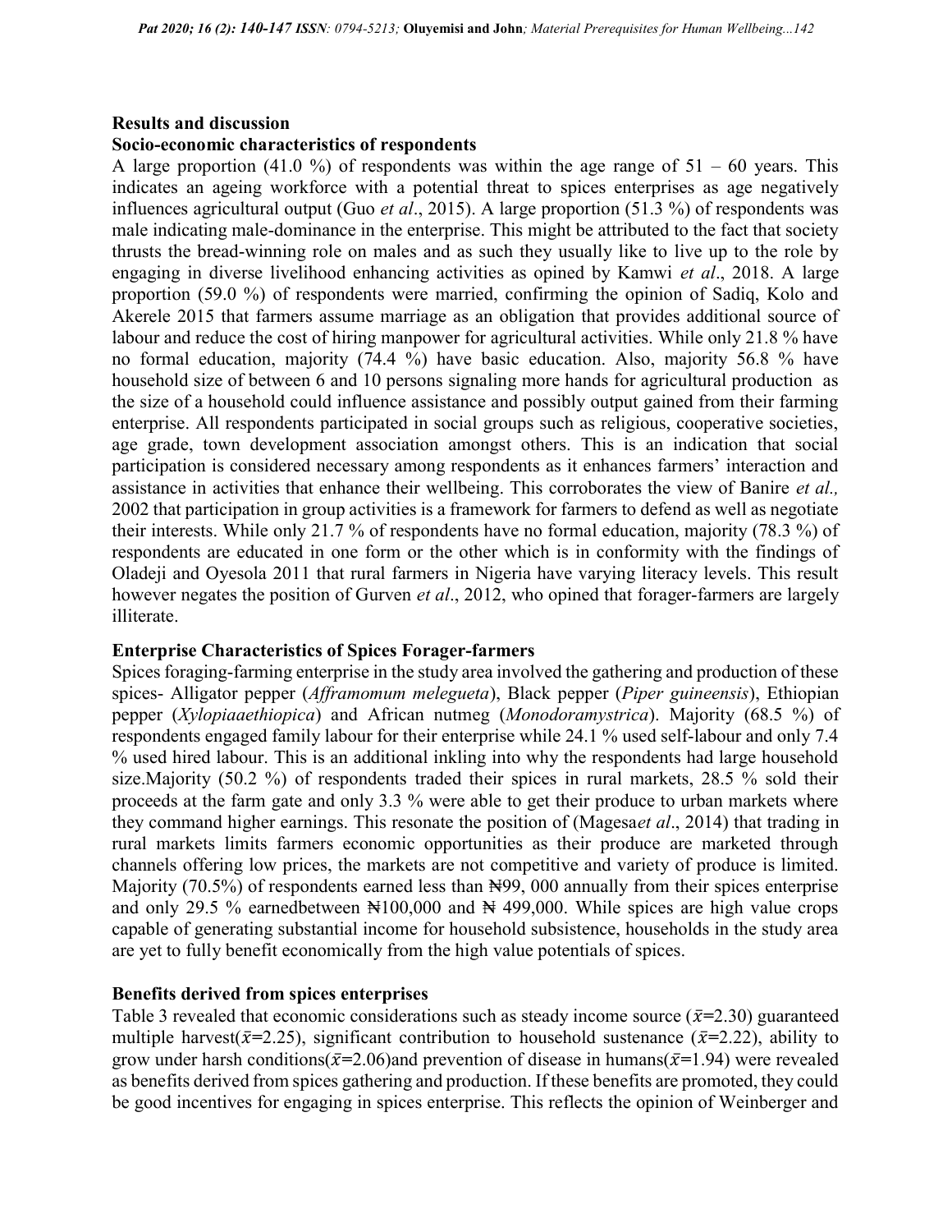## Results and discussion

### Socio-economic characteristics of respondents

A large proportion (41.0 %) of respondents was within the age range of 51 – 60 years. This indicates an ageing workforce with a potential threat to spices enterprises as age negatively influences agricultural output (Guo *et al*., 2015). A large proportion (51.3 %) of respondents was male indicating male-dominance in the enterprise. This might be attributed to the fact that society thrusts the bread-winning role on males and as such they usually like to live up to the role by engaging in diverse livelihood enhancing activities as opined by Kamwi *et al*., 2018. A large proportion (59.0 %) of respondents were married, confirming the opinion of Sadiq, Kolo and Akerele 2015 that farmers assume marriage as an obligation that provides additional source of labour and reduce the cost of hiring manpower for agricultural activities. While only 21.8 % have no formal education, majority (74.4 %) have basic education. Also, majority 56.8 % have household size of between 6 and 10 persons signaling more hands for agricultural production as the size of a household could influence assistance and possibly output gained from their farming enterprise. All respondents participated in social groups such as religious, cooperative societies, age grade, town development association amongst others. This is an indication that social participation is considered necessary among respondents as it enhances farmers' interaction and assistance in activities that enhance their wellbeing. This corroborates the view of Banire *et al.,* 2002 that participation in group activities is a framework for farmers to defend as well as negotiate their interests. While only 21.7 % of respondents have no formal education, majority (78.3 %) of respondents are educated in one form or the other which is in conformity with the findings of Oladeji and Oyesola 2011 that rural farmers in Nigeria have varying literacy levels. This result however negates the position of Gurven *et al*., 2012, who opined that forager-farmers are largely illiterate.

### Enterprise Characteristics of Spices Forager-farmers

Spices foraging-farming enterprise in the study area involved the gathering and production of these spices- Alligator pepper (*Afframomum melegueta*), Black pepper (*Piper guineensis*), Ethiopian pepper (*Xylopiaaethiopica*) and African nutmeg (*Monodoramystrica*). Majority (68.5 %) of respondents engaged family labour for their enterprise while 24.1 % used self-labour and only 7.4 % used hired labour. This is an additional inkling into why the respondents had large household size.Majority (50.2 %) of respondents traded their spices in rural markets, 28.5 % sold their proceeds at the farm gate and only 3.3 % were able to get their produce to urban markets where they command higher earnings. This resonate the position of (Magesa*et al*., 2014) that trading in rural markets limits farmers economic opportunities as their produce are marketed through channels offering low prices, the markets are not competitive and variety of produce is limited. Majority (70.5%) of respondents earned less than ₦99, 000 annually from their spices enterprise and only 29.5 % earnedbetween ₦100,000 and ₦ 499,000. While spices are high value crops capable of generating substantial income for household subsistence, households in the study area are yet to fully benefit economically from the high value potentials of spices.

### Benefits derived from spices enterprises

Table 3 revealed that economic considerations such as steady income source ($\bar{x}$=2.30) guaranteed multiple harvest($\bar{x}$=2.25), significant contribution to household sustenance ($\bar{x}$=2.22), ability to grow under harsh conditions($\bar{x}$=2.06)and prevention of disease in humans($\bar{x}$=1.94) were revealed as benefits derived from spices gathering and production. If these benefits are promoted, they could be good incentives for engaging in spices enterprise. This reflects the opinion of Weinberger and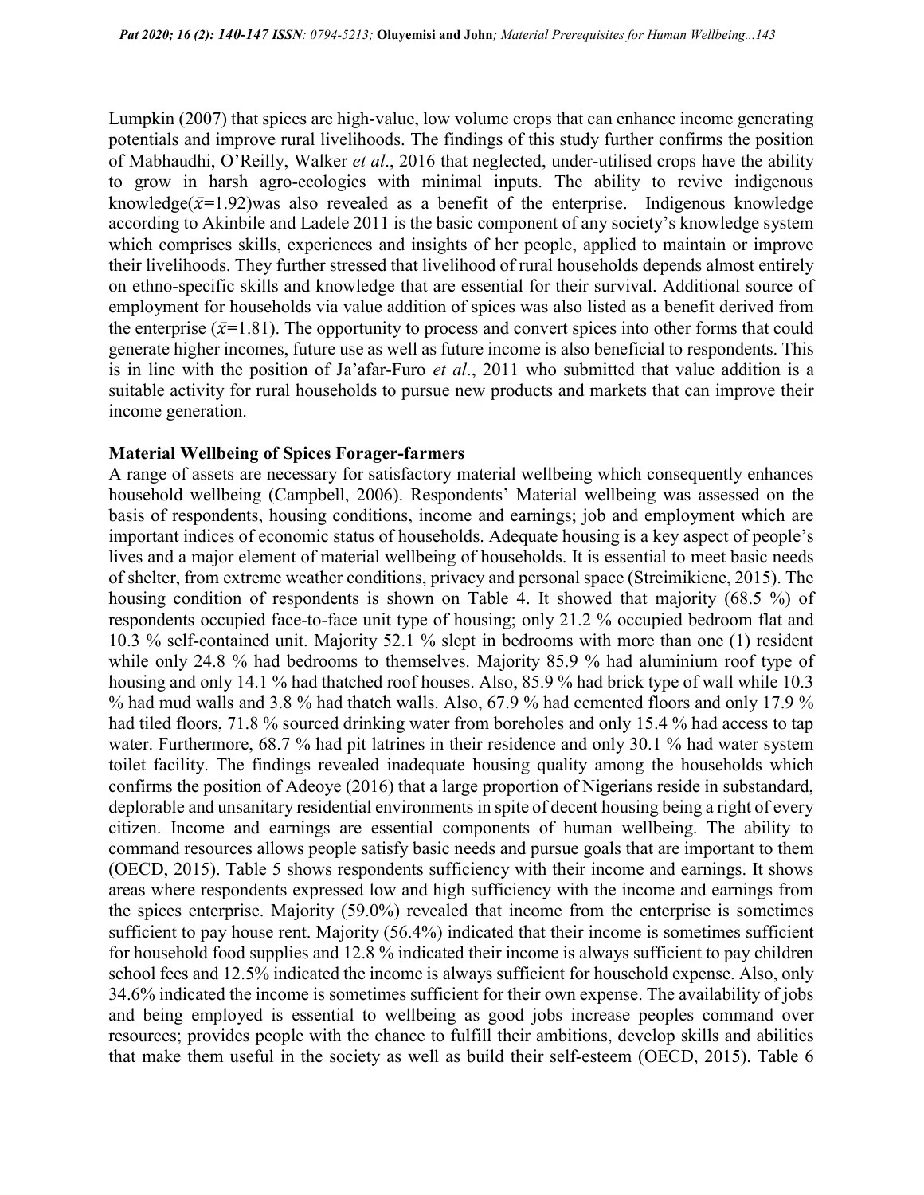Lumpkin (2007) that spices are high-value, low volume crops that can enhance income generating potentials and improve rural livelihoods. The findings of this study further confirms the position of Mabhaudhi, O'Reilly, Walker *et al*., 2016 that neglected, under-utilised crops have the ability to grow in harsh agro-ecologies with minimal inputs. The ability to revive indigenous knowledge($\bar{x}$=1.92)was also revealed as a benefit of the enterprise. Indigenous knowledge according to Akinbile and Ladele 2011 is the basic component of any society's knowledge system which comprises skills, experiences and insights of her people, applied to maintain or improve their livelihoods. They further stressed that livelihood of rural households depends almost entirely on ethno-specific skills and knowledge that are essential for their survival. Additional source of employment for households via value addition of spices was also listed as a benefit derived from the enterprise ($\bar{x}$=1.81). The opportunity to process and convert spices into other forms that could generate higher incomes, future use as well as future income is also beneficial to respondents. This is in line with the position of Ja'afar-Furo *et al*., 2011 who submitted that value addition is a suitable activity for rural households to pursue new products and markets that can improve their income generation.

**Material Wellbeing of Spices Forager-farmers**

A range of assets are necessary for satisfactory material wellbeing which consequently enhances household wellbeing (Campbell, 2006). Respondents' Material wellbeing was assessed on the basis of respondents, housing conditions, income and earnings; job and employment which are important indices of economic status of households. Adequate housing is a key aspect of people's lives and a major element of material wellbeing of households. It is essential to meet basic needs of shelter, from extreme weather conditions, privacy and personal space (Streimikiene, 2015). The housing condition of respondents is shown on Table 4. It showed that majority (68.5 %) of respondents occupied face-to-face unit type of housing; only 21.2 % occupied bedroom flat and 10.3 % self-contained unit. Majority 52.1 % slept in bedrooms with more than one (1) resident while only 24.8 % had bedrooms to themselves. Majority 85.9 % had aluminium roof type of housing and only 14.1 % had thatched roof houses. Also, 85.9 % had brick type of wall while 10.3 % had mud walls and 3.8 % had thatch walls. Also, 67.9 % had cemented floors and only 17.9 % had tiled floors, 71.8 % sourced drinking water from boreholes and only 15.4 % had access to tap water. Furthermore, 68.7 % had pit latrines in their residence and only 30.1 % had water system toilet facility. The findings revealed inadequate housing quality among the households which confirms the position of Adeoye (2016) that a large proportion of Nigerians reside in substandard, deplorable and unsanitary residential environments in spite of decent housing being a right of every citizen. Income and earnings are essential components of human wellbeing. The ability to command resources allows people satisfy basic needs and pursue goals that are important to them (OECD, 2015). Table 5 shows respondents sufficiency with their income and earnings. It shows areas where respondents expressed low and high sufficiency with the income and earnings from the spices enterprise. Majority (59.0%) revealed that income from the enterprise is sometimes sufficient to pay house rent. Majority (56.4%) indicated that their income is sometimes sufficient for household food supplies and 12.8 % indicated their income is always sufficient to pay children school fees and 12.5% indicated the income is always sufficient for household expense. Also, only 34.6% indicated the income is sometimes sufficient for their own expense. The availability of jobs and being employed is essential to wellbeing as good jobs increase peoples command over resources; provides people with the chance to fulfill their ambitions, develop skills and abilities that make them useful in the society as well as build their self-esteem (OECD, 2015). Table 6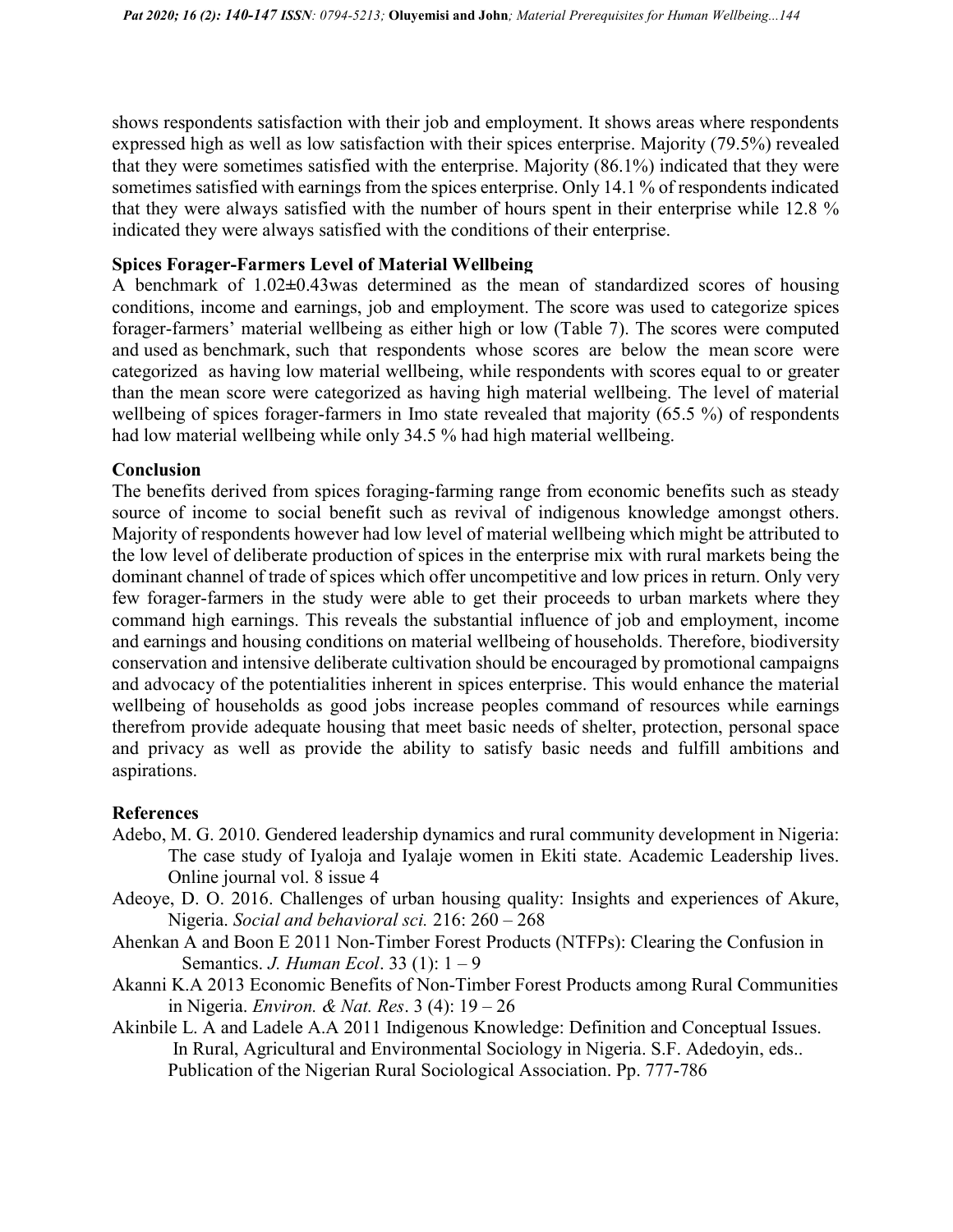shows respondents satisfaction with their job and employment. It shows areas where respondents expressed high as well as low satisfaction with their spices enterprise. Majority (79.5%) revealed that they were sometimes satisfied with the enterprise. Majority (86.1%) indicated that they were sometimes satisfied with earnings from the spices enterprise. Only 14.1 % of respondents indicated that they were always satisfied with the number of hours spent in their enterprise while 12.8 % indicated they were always satisfied with the conditions of their enterprise.

### Spices Forager-Farmers Level of Material Wellbeing

A benchmark of 1.02±0.43was determined as the mean of standardized scores of housing conditions, income and earnings, job and employment. The score was used to categorize spices forager-farmers' material wellbeing as either high or low (Table 7). The scores were computed and used as benchmark, such that respondents whose scores are below the mean score were categorized as having low material wellbeing, while respondents with scores equal to or greater than the mean score were categorized as having high material wellbeing. The level of material wellbeing of spices forager-farmers in Imo state revealed that majority (65.5 %) of respondents had low material wellbeing while only 34.5 % had high material wellbeing.

### Conclusion

The benefits derived from spices foraging-farming range from economic benefits such as steady source of income to social benefit such as revival of indigenous knowledge amongst others. Majority of respondents however had low level of material wellbeing which might be attributed to the low level of deliberate production of spices in the enterprise mix with rural markets being the dominant channel of trade of spices which offer uncompetitive and low prices in return. Only very few forager-farmers in the study were able to get their proceeds to urban markets where they command high earnings. This reveals the substantial influence of job and employment, income and earnings and housing conditions on material wellbeing of households. Therefore, biodiversity conservation and intensive deliberate cultivation should be encouraged by promotional campaigns and advocacy of the potentialities inherent in spices enterprise. This would enhance the material wellbeing of households as good jobs increase peoples command of resources while earnings therefrom provide adequate housing that meet basic needs of shelter, protection, personal space and privacy as well as provide the ability to satisfy basic needs and fulfill ambitions and aspirations.

### References

Adebo, M. G. 2010. Gendered leadership dynamics and rural community development in Nigeria: The case study of Iyaloja and Iyalaje women in Ekiti state. Academic Leadership lives. Online journal vol. 8 issue 4

Adeoye, D. O. 2016. Challenges of urban housing quality: Insights and experiences of Akure, Nigeria. *Social and behavioral sci.* 216: 260 – 268

Ahenkan A and Boon E 2011 Non-Timber Forest Products (NTFPs): Clearing the Confusion in Semantics. *J. Human Ecol*. 33 (1): 1 – 9

Akanni K.A 2013 Economic Benefits of Non-Timber Forest Products among Rural Communities in Nigeria. *Environ. & Nat. Res*. 3 (4): 19 – 26

Akinbile L. A and Ladele A.A 2011 Indigenous Knowledge: Definition and Conceptual Issues. In Rural, Agricultural and Environmental Sociology in Nigeria. S.F. Adedoyin, eds.. Publication of the Nigerian Rural Sociological Association. Pp. 777-786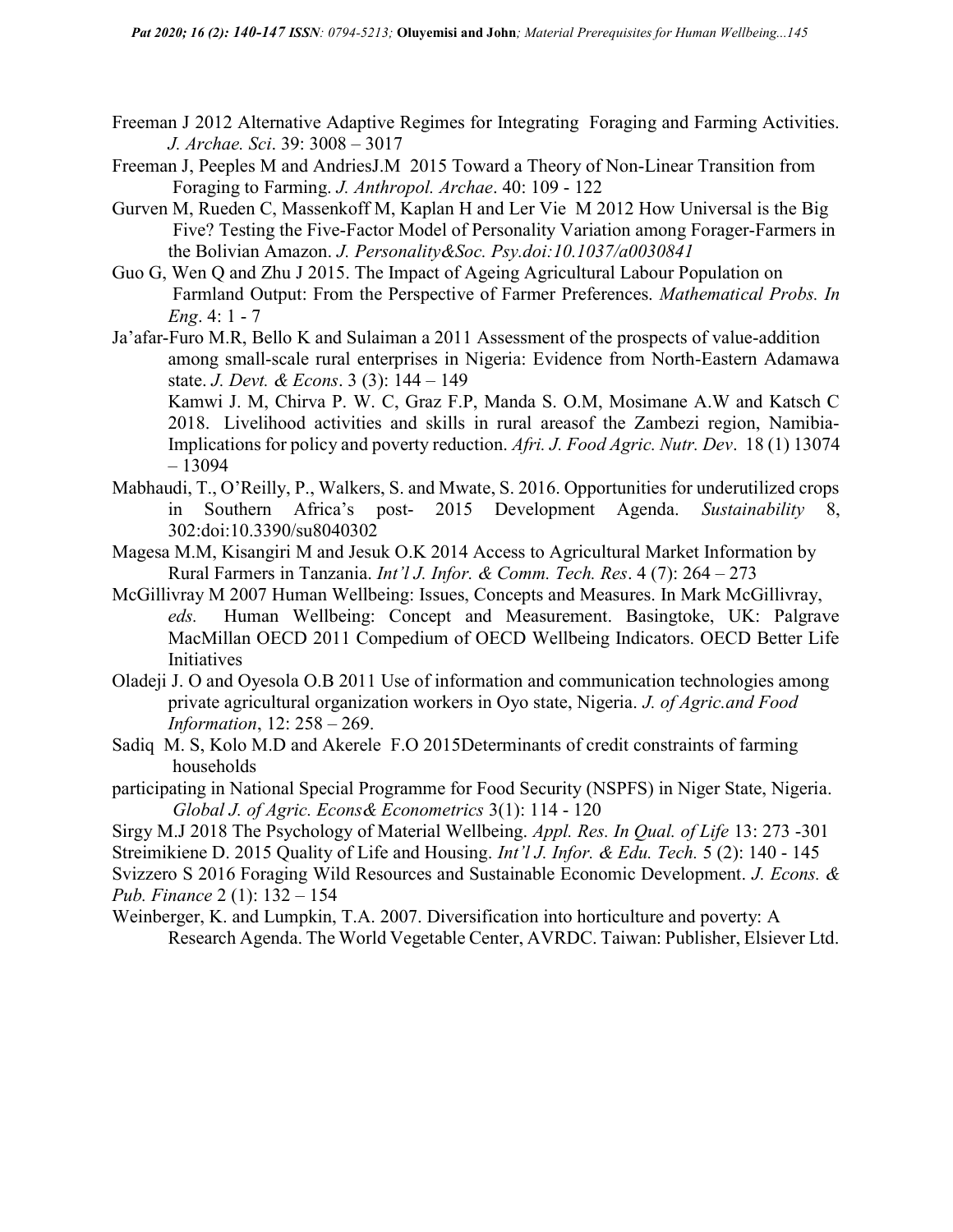Freeman J 2012 Alternative Adaptive Regimes for Integrating Foraging and Farming Activities. *J. Archae. Sci*. 39: 3008 – 3017

Freeman J, Peeples M and AndriesJ.M 2015 Toward a Theory of Non-Linear Transition from Foraging to Farming. *J. Anthropol. Archae*. 40: 109 - 122

Gurven M, Rueden C, Massenkoff M, Kaplan H and Ler Vie M 2012 How Universal is the Big Five? Testing the Five-Factor Model of Personality Variation among Forager-Farmers in the Bolivian Amazon. *J. Personality&Soc. Psy.doi:10.1037/a0030841*

Guo G, Wen Q and Zhu J 2015. The Impact of Ageing Agricultural Labour Population on Farmland Output: From the Perspective of Farmer Preferences. *Mathematical Probs. In Eng*. 4: 1 - 7

Ja'afar-Furo M.R, Bello K and Sulaiman a 2011 Assessment of the prospects of value-addition among small-scale rural enterprises in Nigeria: Evidence from North-Eastern Adamawa state. *J. Devt. & Econs*. 3 (3): 144 – 149

Kamwi J. M, Chirva P. W. C, Graz F.P, Manda S. O.M, Mosimane A.W and Katsch C 2018. Livelihood activities and skills in rural areasof the Zambezi region, Namibia- Implications for policy and poverty reduction. *Afri. J. Food Agric. Nutr. Dev*. 18 (1) 13074 – 13094

Mabhaudi, T., O'Reilly, P., Walkers, S. and Mwate, S. 2016. Opportunities for underutilized crops in Southern Africa's post- 2015 Development Agenda. *Sustainability* 8, 302:doi:10.3390/su8040302

Magesa M.M, Kisangiri M and Jesuk O.K 2014 Access to Agricultural Market Information by Rural Farmers in Tanzania. *Int'l J. Infor. & Comm. Tech. Res*. 4 (7): 264 – 273

McGillivray M 2007 Human Wellbeing: Issues, Concepts and Measures. In Mark McGillivray, *eds.* Human Wellbeing: Concept and Measurement. Basingtoke, UK: Palgrave MacMillan OECD 2011 Compedium of OECD Wellbeing Indicators. OECD Better Life Initiatives

Oladeji J. O and Oyesola O.B 2011 Use of information and communication technologies among private agricultural organization workers in Oyo state, Nigeria. *J. of Agric.and Food Information*, 12: 258 – 269.

Sadiq M. S, Kolo M.D and Akerele F.O 2015Determinants of credit constraints of farming households participating in National Special Programme for Food Security (NSPFS) in Niger State, Nigeria. *Global J. of Agric. Econs& Econometrics* 3(1): 114 - 120

Sirgy M.J 2018 The Psychology of Material Wellbeing. *Appl. Res. In Qual. of Life* 13: 273 -301

Streimikiene D. 2015 Quality of Life and Housing. *Int'l J. Infor. & Edu. Tech.* 5 (2): 140 - 145

Svizzero S 2016 Foraging Wild Resources and Sustainable Economic Development. *J. Econs. & Pub. Finance* 2 (1): 132 – 154

Weinberger, K. and Lumpkin, T.A. 2007. Diversification into horticulture and poverty: A Research Agenda. The World Vegetable Center, AVRDC. Taiwan: Publisher, Elsiever Ltd.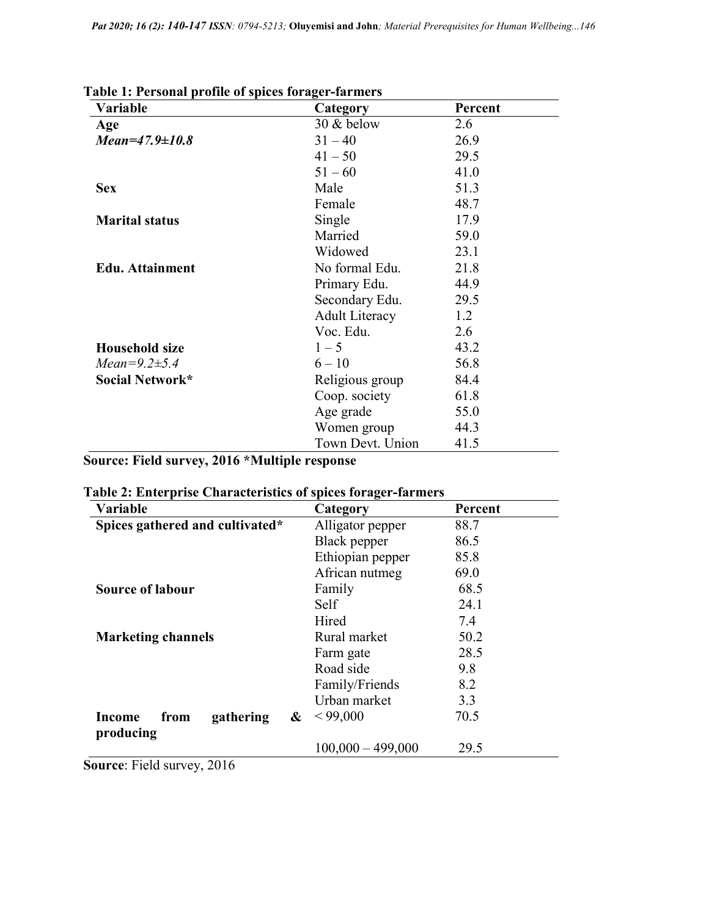**Table 1: Personal profile of spices forager-farmers**

| Variable | Category | Percent |
|---|---|---|
| **Age** | 30 & below | 2.6 |
| ***Mean=47.9±10.8*** | 31 – 40 | 26.9 |
| | 41 – 50 | 29.5 |
| | 51 – 60 | 41.0 |
| **Sex** | Male | 51.3 |
| | Female | 48.7 |
| **Marital status** | Single | 17.9 |
| | Married | 59.0 |
| | Widowed | 23.1 |
| **Edu. Attainment** | No formal Edu. | 21.8 |
| | Primary Edu. | 44.9 |
| | Secondary Edu. | 29.5 |
| | Adult Literacy | 1.2 |
| | Voc. Edu. | 2.6 |
| **Household size** | 1 – 5 | 43.2 |
| *Mean=9.2±5.4* | 6 – 10 | 56.8 |
| **Social Network*** | Religious group | 84.4 |
| | Coop. society | 61.8 |
| | Age grade | 55.0 |
| | Women group | 44.3 |
| | Town Devt. Union | 41.5 |

**Source: Field survey, 2016 *Multiple response**

**Table 2: Enterprise Characteristics of spices forager-farmers**

| Variable | Category | Percent |
|---|---|---|
| **Spices gathered and cultivated*** | Alligator pepper | 88.7 |
| | Black pepper | 86.5 |
| | Ethiopian pepper | 85.8 |
| | African nutmeg | 69.0 |
| **Source of labour** | Family | 68.5 |
| | Self | 24.1 |
| | Hired | 7.4 |
| **Marketing channels** | Rural market | 50.2 |
| | Farm gate | 28.5 |
| | Road side | 9.8 |
| | Family/Friends | 8.2 |
| | Urban market | 3.3 |
| **Income from gathering & producing** | < 99,000 | 70.5 |
| | 100,000 – 499,000 | 29.5 |

**Source**: Field survey, 2016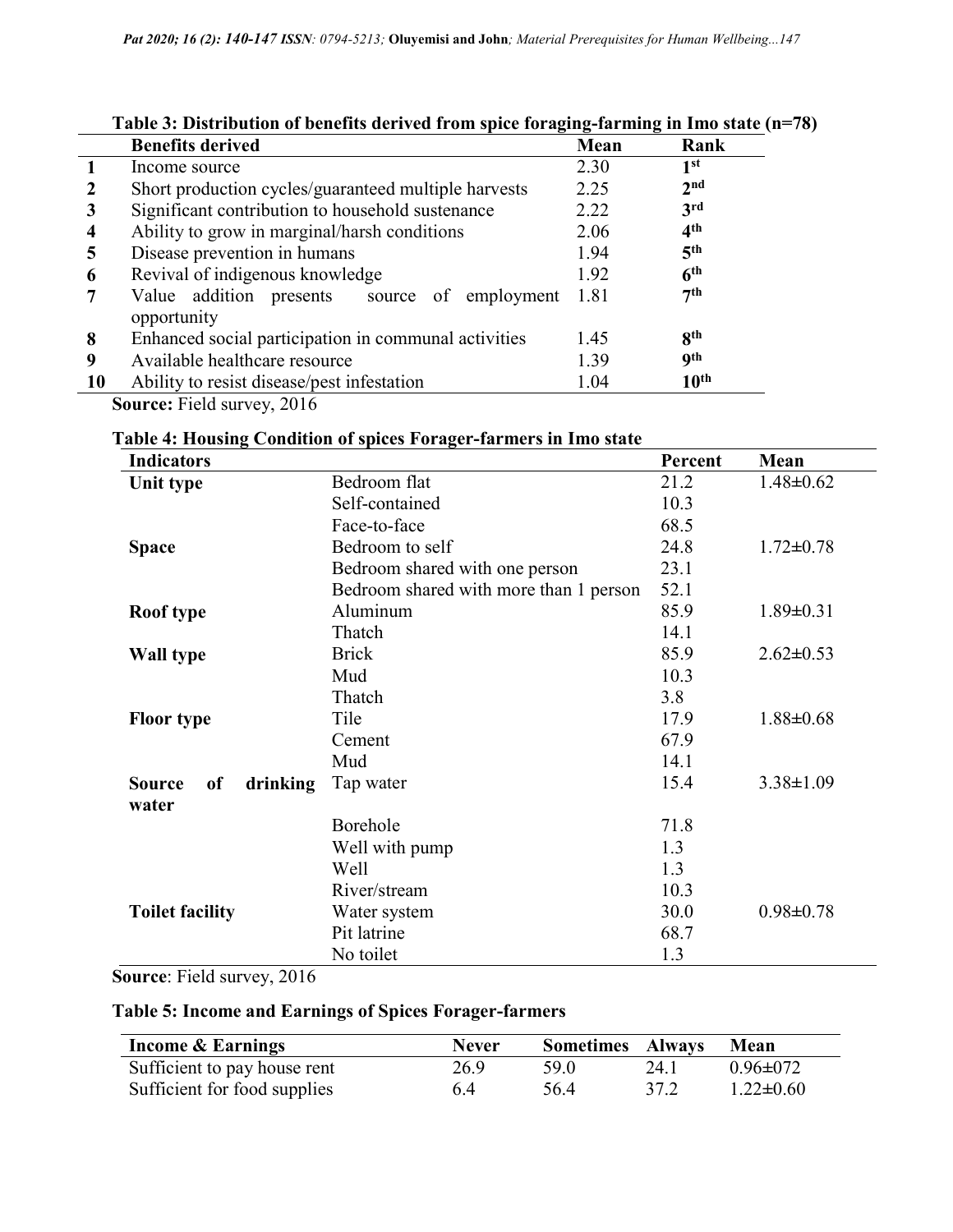**Table 3: Distribution of benefits derived from spice foraging-farming in Imo state (n=78)**

| | Benefits derived | Mean | Rank |
|---|---|---|---|
| 1 | Income source | 2.30 | 1st |
| 2 | Short production cycles/guaranteed multiple harvests | 2.25 | 2nd |
| 3 | Significant contribution to household sustenance | 2.22 | 3rd |
| 4 | Ability to grow in marginal/harsh conditions | 2.06 | 4th |
| 5 | Disease prevention in humans | 1.94 | 5th |
| 6 | Revival of indigenous knowledge | 1.92 | 6th |
| 7 | Value addition presents source of employment opportunity | 1.81 | 7th |
| 8 | Enhanced social participation in communal activities | 1.45 | 8th |
| 9 | Available healthcare resource | 1.39 | 9th |
| 10 | Ability to resist disease/pest infestation | 1.04 | 10th |

**Source:** Field survey, 2016

**Table 4: Housing Condition of spices Forager-farmers in Imo state**

| Indicators | | Percent | Mean |
|---|---|---|---|
| **Unit type** | Bedroom flat | 21.2 | 1.48±0.62 |
| | Self-contained | 10.3 | |
| | Face-to-face | 68.5 | |
| **Space** | Bedroom to self | 24.8 | 1.72±0.78 |
| | Bedroom shared with one person | 23.1 | |
| | Bedroom shared with more than 1 person | 52.1 | |
| **Roof type** | Aluminum | 85.9 | 1.89±0.31 |
| | Thatch | 14.1 | |
| **Wall type** | Brick | 85.9 | 2.62±0.53 |
| | Mud | 10.3 | |
| | Thatch | 3.8 | |
| **Floor type** | Tile | 17.9 | 1.88±0.68 |
| | Cement | 67.9 | |
| | Mud | 14.1 | |
| **Source of drinking water** | Tap water | 15.4 | 3.38±1.09 |
| | Borehole | 71.8 | |
| | Well with pump | 1.3 | |
| | Well | 1.3 | |
| | River/stream | 10.3 | |
| **Toilet facility** | Water system | 30.0 | 0.98±0.78 |
| | Pit latrine | 68.7 | |
| | No toilet | 1.3 | |

**Source**: Field survey, 2016

**Table 5: Income and Earnings of Spices Forager-farmers**

| Income & Earnings | Never | Sometimes | Always | Mean |
|---|---|---|---|---|
| Sufficient to pay house rent | 26.9 | 59.0 | 24.1 | 0.96±072 |
| Sufficient for food supplies | 6.4 | 56.4 | 37.2 | 1.22±0.60 |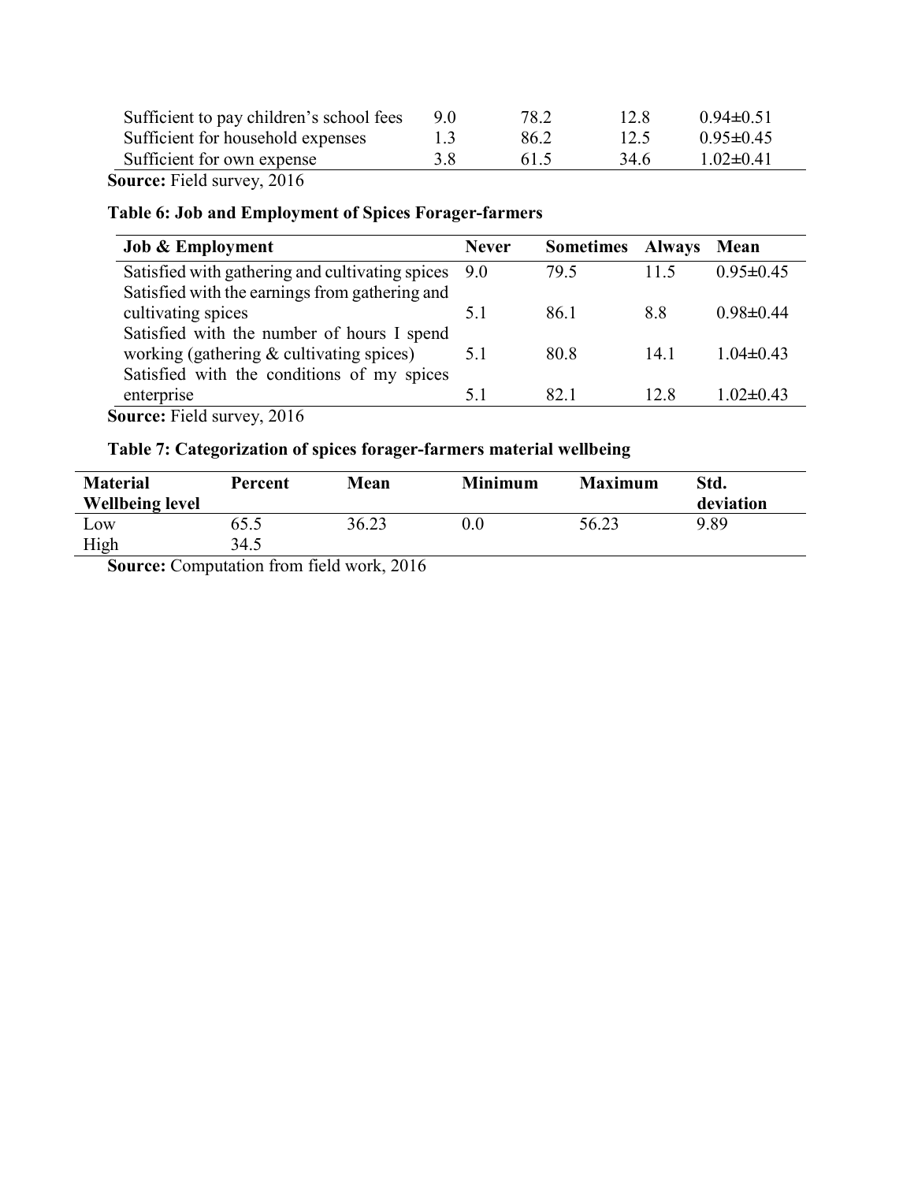| | | | | |
|---|---|---|---|---|
| Sufficient to pay children's school fees | 9.0 | 78.2 | 12.8 | 0.94±0.51 |
| Sufficient for household expenses | 1.3 | 86.2 | 12.5 | 0.95±0.45 |
| Sufficient for own expense | 3.8 | 61.5 | 34.6 | 1.02±0.41 |

**Source:** Field survey, 2016

**Table 6: Job and Employment of Spices Forager-farmers**

| Job & Employment | Never | Sometimes | Always | Mean |
|---|---|---|---|---|
| Satisfied with gathering and cultivating spices | 9.0 | 79.5 | 11.5 | 0.95±0.45 |
| Satisfied with the earnings from gathering and cultivating spices | 5.1 | 86.1 | 8.8 | 0.98±0.44 |
| Satisfied with the number of hours I spend working (gathering & cultivating spices) | 5.1 | 80.8 | 14.1 | 1.04±0.43 |
| Satisfied with the conditions of my spices enterprise | 5.1 | 82.1 | 12.8 | 1.02±0.43 |

**Source:** Field survey, 2016

**Table 7: Categorization of spices forager-farmers material wellbeing**

| Material Wellbeing level | Percent | Mean | Minimum | Maximum | Std. deviation |
|---|---|---|---|---|---|
| Low | 65.5 | 36.23 | 0.0 | 56.23 | 9.89 |
| High | 34.5 | | | | |

**Source:** Computation from field work, 2016